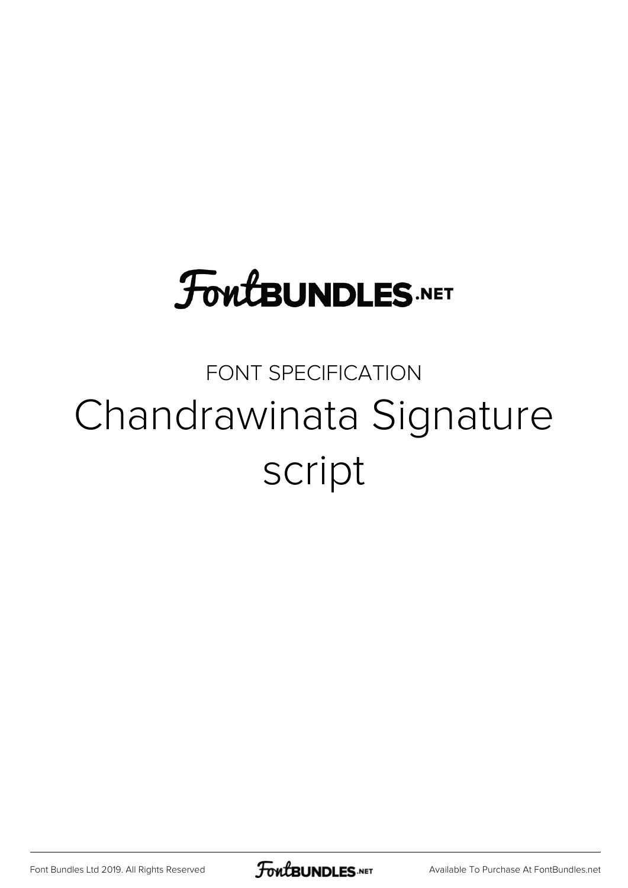FontBUNDLES.NET

FONT SPECIFICATION

# Chandrawinata Signature script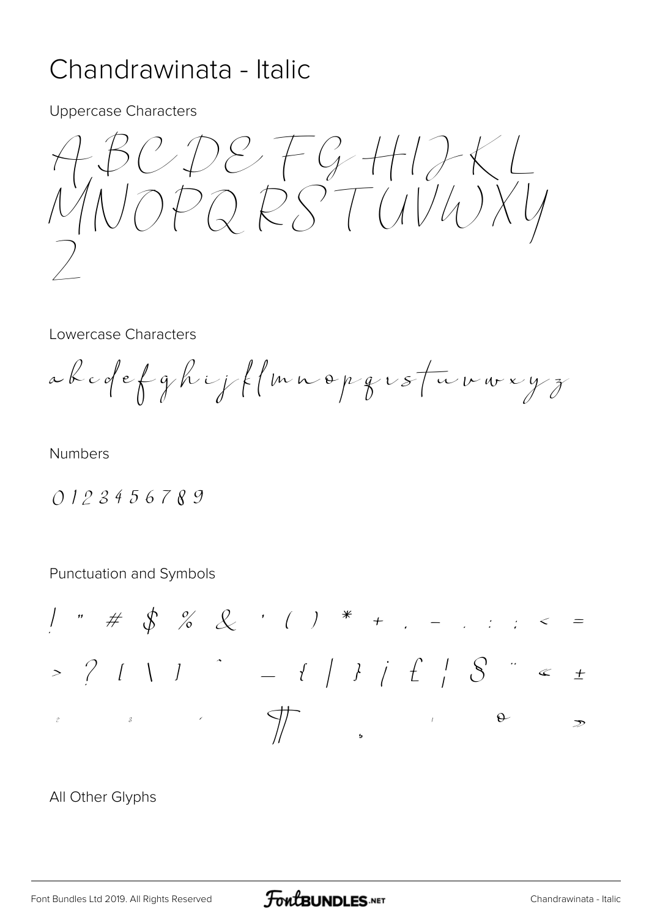# Chandrawinata - Italic

Uppercase Characters

ABCDEFGHIJKL
MNOPQRSTUVWXY
Z

Lowercase Characters

abcdefghijklmnopqrstuvwxyz

Numbers

0123456789

Punctuation and Symbols

! " # $ % & ' ( ) * + , - . : ; < =

> ? [ \ ] ^ _ { | } ¡ £ ¦ § ¨ « ±

² ³ ´ ¶ ¸ ¹ º »

All Other Glyphs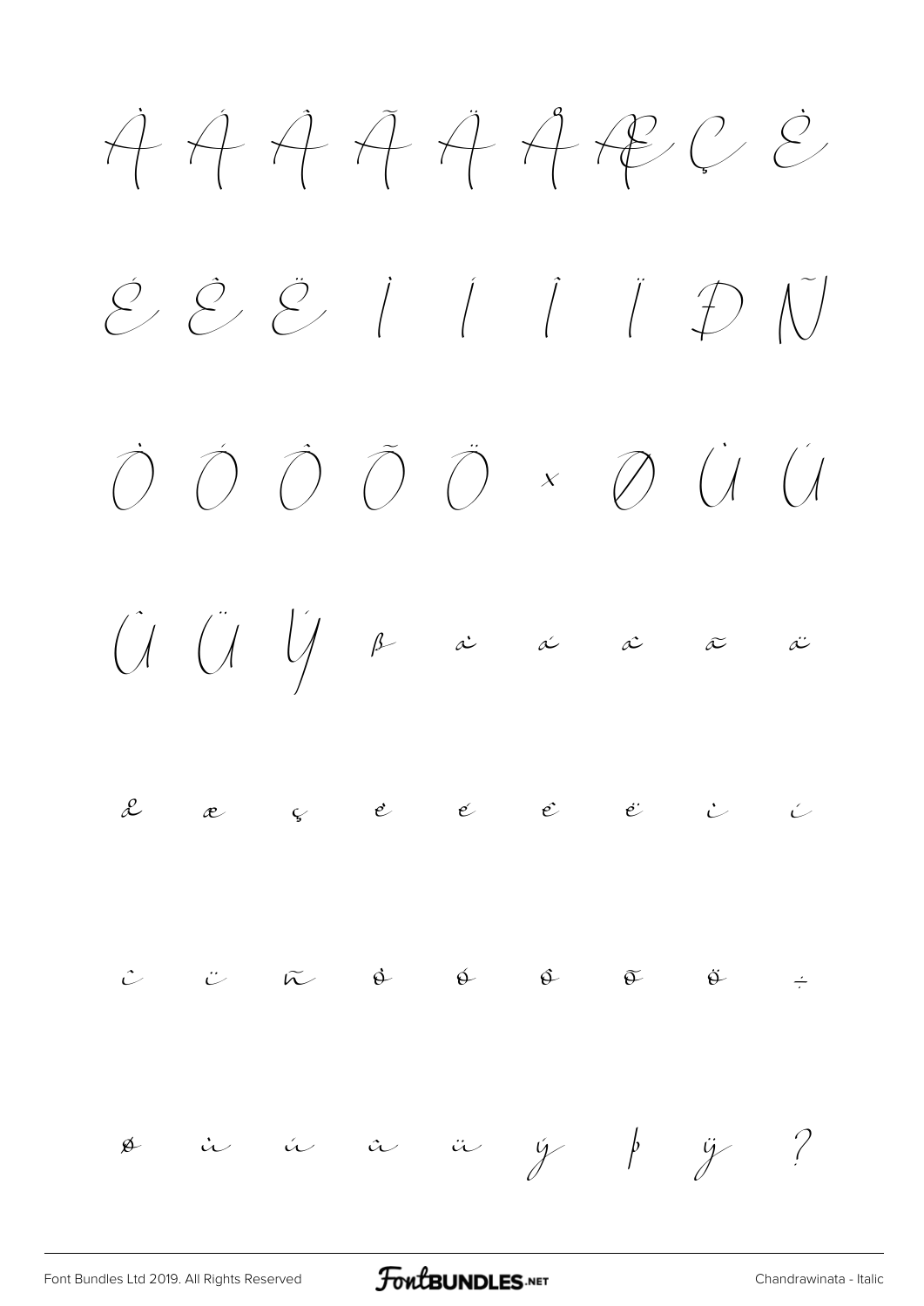À Á Â Ã Ä Å Æ Ç È

É Ê Ë Ì Í Î Ï Ð Ñ

Ò Ó Ô Õ Ö × Ø Ù Ú

Û Ü Ý ß à á â ã ä

å æ ç è é ê ë ì í

î ï ñ ò ó ô õ ö ÷

ø ù ú û ü ý þ ÿ ?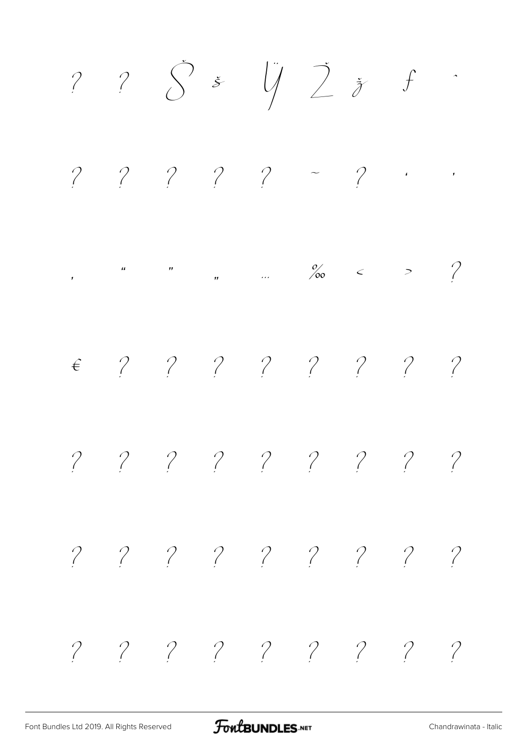? ? Š š Ÿ Ž ž ƒ ˆ

? ? ? ? ? ˜ ? ‘ ’

‚ “ ” „ … ‰ ‹ › ?

€ ? ? ? ? ? ? ? ?

? ? ? ? ? ? ? ? ?

? ? ? ? ? ? ? ? ?

? ? ? ? ? ? ? ? ?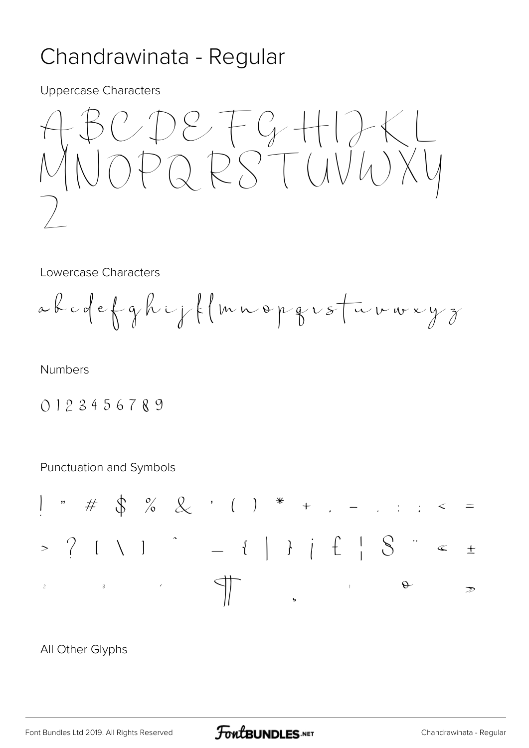# Chandrawinata - Regular

Uppercase Characters

A B C D E F G H I J K L
M N O P Q R S T U V W X Y
Z

Lowercase Characters

a b c d e f g h i j k l m n o p q r s t u v w x y z

Numbers

0 1 2 3 4 5 6 7 8 9

Punctuation and Symbols

! " # $ % & ' ( ) * + , - . : ; < =
> ? [ \ ] ^ _ { | } ¡ £ ¦ § ¨ « ±
² ³ ´ ¶ ¸ ¹ º »

All Other Glyphs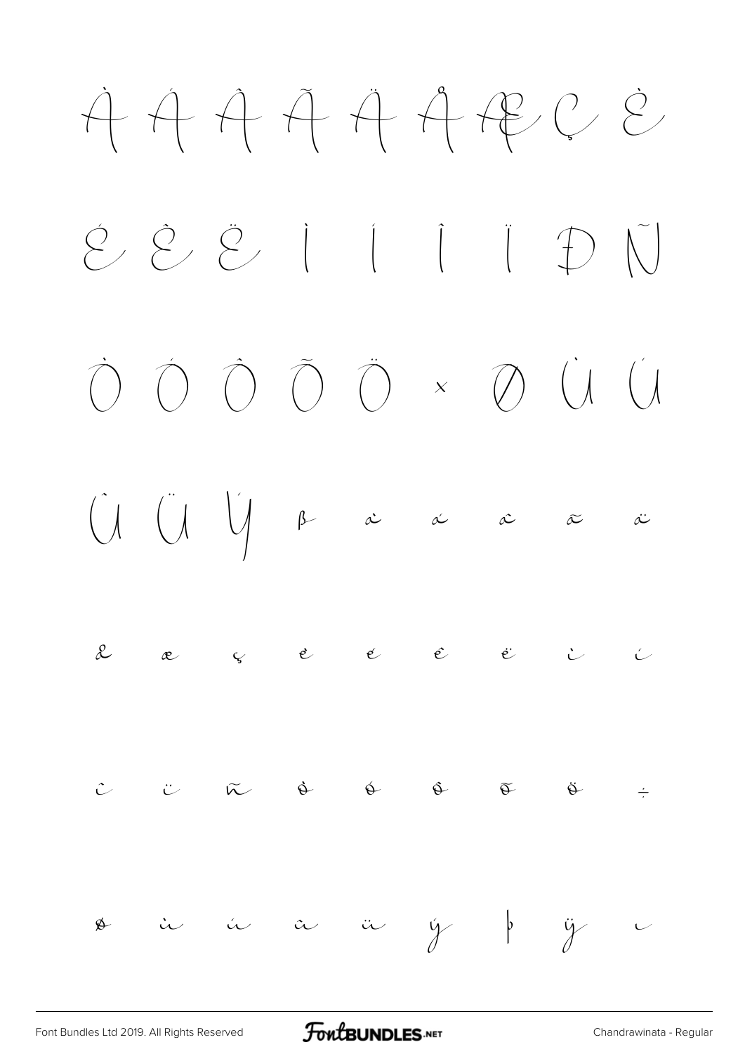À Á Â Ã Ä Å Æ Ç È

É Ê Ë Ì Í Î Ï Ð Ñ

Ò Ó Ô Õ Ö × Ø Ù Ú

Û Ü Ý ß à á â ã ä

å æ ç è é ê ë ì í

î ï ñ ò ó ô õ ö ÷

ø ù ú û ü ý þ ÿ ı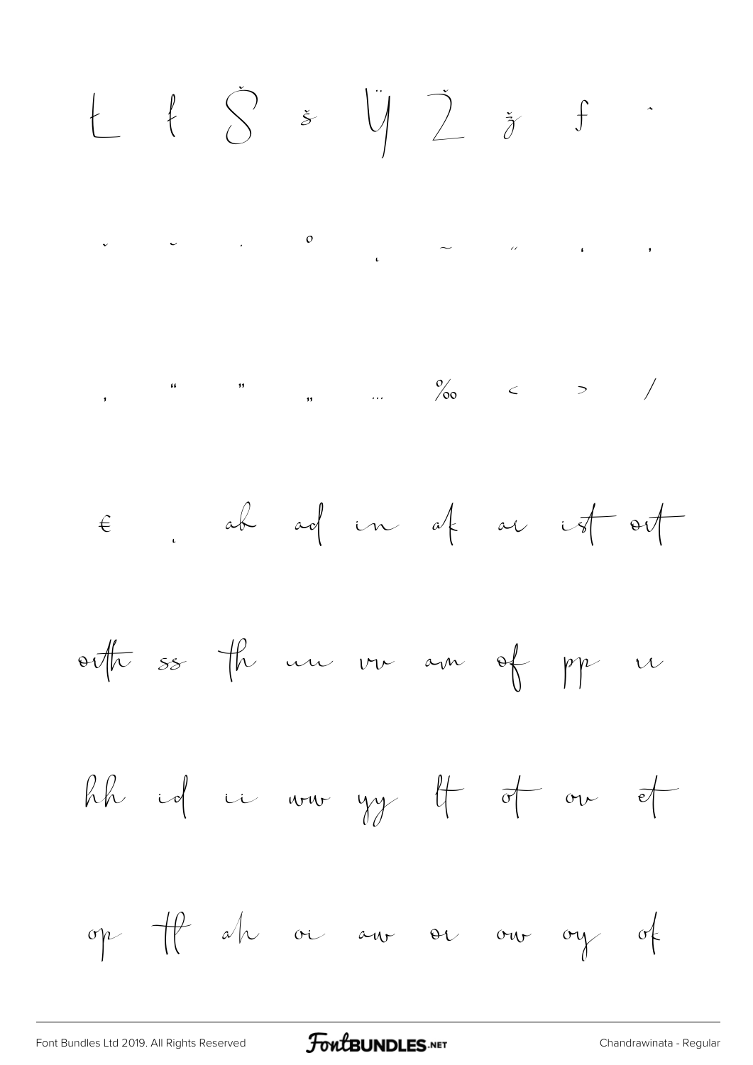Ł ł Š š Ÿ Ž ž ƒ ˆ

ˇ ˘ ˙ ˚ ˛ ˜ ˝ ' '

‚ " " „ … ‰ ‹ › ⁄

€ ¸ ab ad in ak ar ist ort

orth ss th uu vv am of pp u

hh id ii ww yy lt ot ov et

op tt ah oi aw or ow oy ok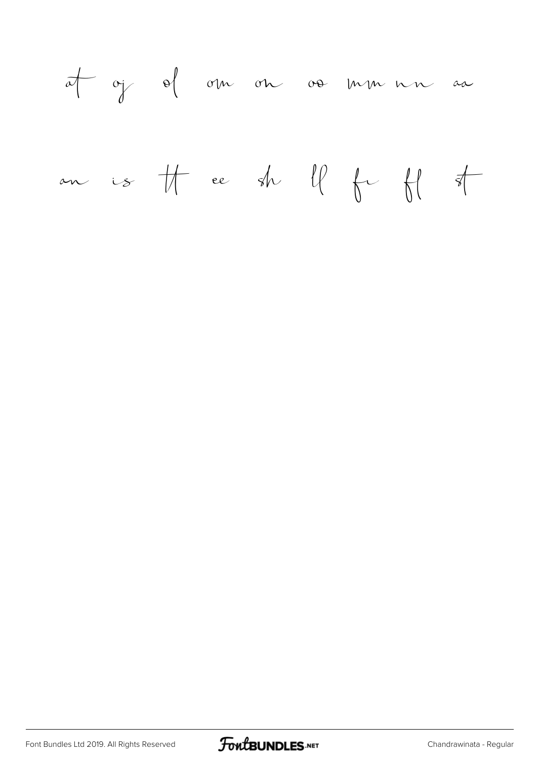at oj of om on oo mm nn aa

an is tt ee sh ll fi fl st